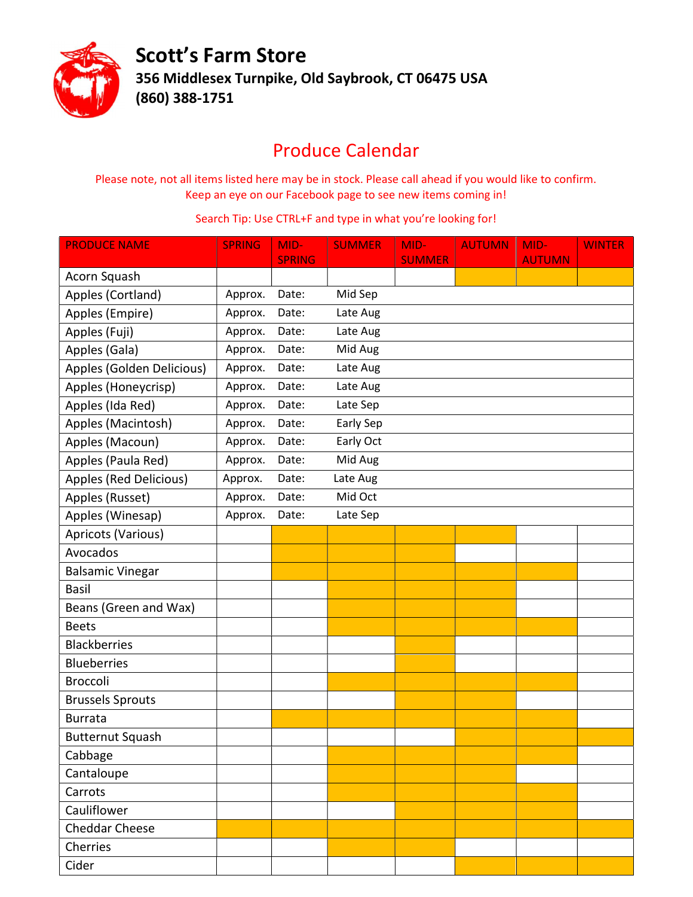# Scott's Farm Store

**356 Middlesex Turnpike, Old Saybrook, CT 06475 USA**

**(860) 388-1751**

## Produce Calendar

Please note, not all items listed here may be in stock. Please call ahead if you would like to confirm.
Keep an eye on our Facebook page to see new items coming in!

Search Tip: Use CTRL+F and type in what you're looking for!

(X = shaded/in season)

| PRODUCE NAME | SPRING | MID-SPRING | SUMMER | MID-SUMMER | AUTUMN | MID-AUTUMN | WINTER |
|---|---|---|---|---|---|---|---|
| Acorn Squash | | | | | X | X | X |
| Apples (Cortland) | Approx. | Date: | Mid Sep | | | | |
| Apples (Empire) | Approx. | Date: | Late Aug | | | | |
| Apples (Fuji) | Approx. | Date: | Late Aug | | | | |
| Apples (Gala) | Approx. | Date: | Mid Aug | | | | |
| Apples (Golden Delicious) | Approx. | Date: | Late Aug | | | | |
| Apples (Honeycrisp) | Approx. | Date: | Late Aug | | | | |
| Apples (Ida Red) | Approx. | Date: | Late Sep | | | | |
| Apples (Macintosh) | Approx. | Date: | Early Sep | | | | |
| Apples (Macoun) | Approx. | Date: | Early Oct | | | | |
| Apples (Paula Red) | Approx. | Date: | Mid Aug | | | | |
| Apples (Red Delicious) | Approx. | Date: | Late Aug | | | | |
| Apples (Russet) | Approx. | Date: | Mid Oct | | | | |
| Apples (Winesap) | Approx. | Date: | Late Sep | | | | |
| Apricots (Various) | | X | X | X | X | | |
| Avocados | | X | X | X | | | |
| Balsamic Vinegar | | X | X | X | X | X | |
| Basil | | | X | X | X | | |
| Beans (Green and Wax) | | | X | X | X | | |
| Beets | | | X | X | X | X | |
| Blackberries | | | | X | | | |
| Blueberries | | | | X | | | |
| Broccoli | | | X | X | X | X | |
| Brussels Sprouts | | | | X | X | | |
| Burrata | | X | X | X | X | X | |
| Butternut Squash | | | | | X | X | X |
| Cabbage | | | X | X | X | X | |
| Cantaloupe | | | X | X | X | | |
| Carrots | | | X | X | X | X | |
| Cauliflower | | | | X | X | X | |
| Cheddar Cheese | X | X | X | X | X | X | X |
| Cherries | | | X | X | | | |
| Cider | | | | | X | X | X |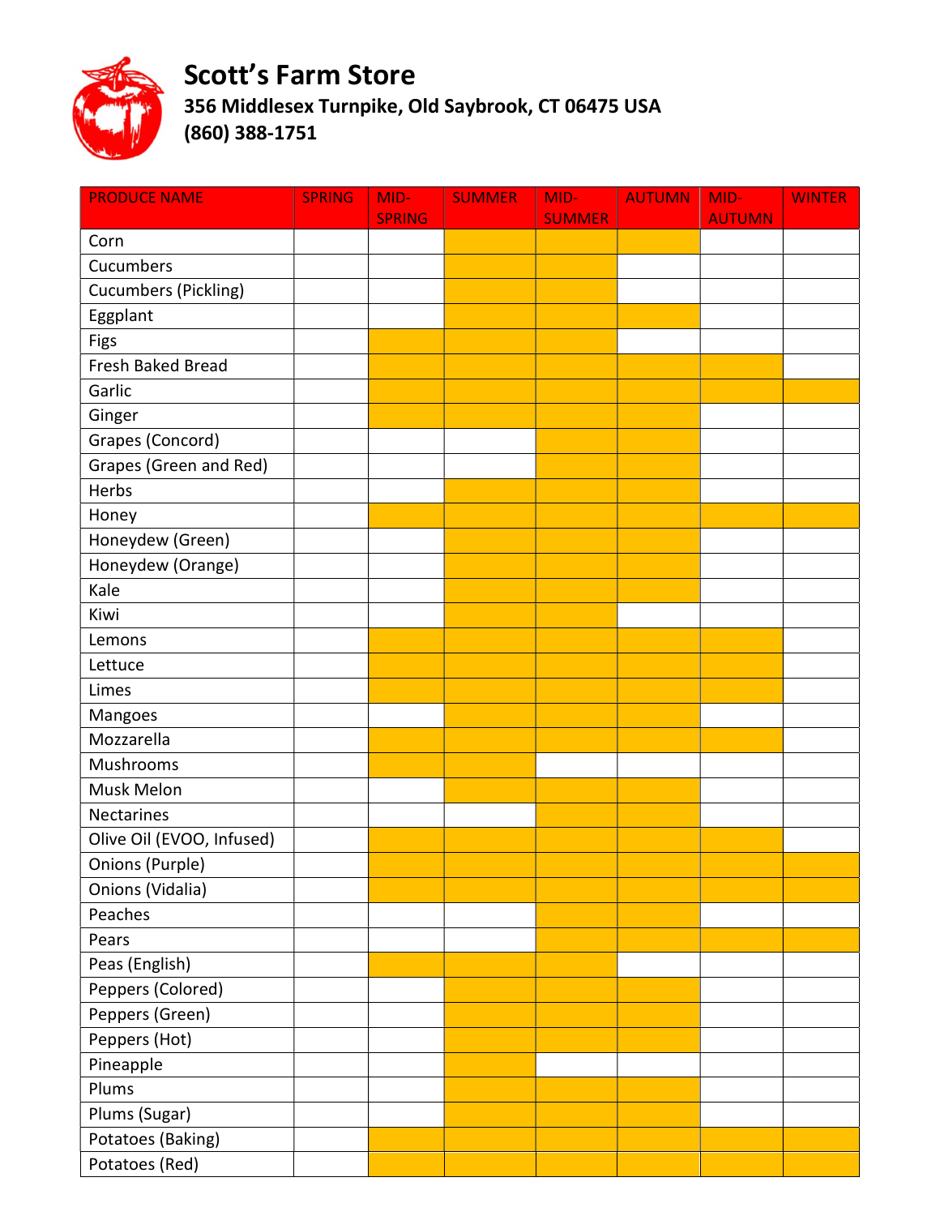# Scott's Farm Store

**356 Middlesex Turnpike, Old Saybrook, CT 06475 USA**
**(860) 388-1751**

Shaded cells in the original table are shown as X.

| PRODUCE NAME | SPRING | MID-SPRING | SUMMER | MID-SUMMER | AUTUMN | MID-AUTUMN | WINTER |
|---|---|---|---|---|---|---|---|
| Corn | | | X | X | X | | |
| Cucumbers | | | X | X | | | |
| Cucumbers (Pickling) | | | X | X | | | |
| Eggplant | | | X | X | X | | |
| Figs | | X | X | X | | | |
| Fresh Baked Bread | | X | X | X | X | X | |
| Garlic | | X | X | X | X | X | X |
| Ginger | | X | X | X | X | | |
| Grapes (Concord) | | | | X | X | | |
| Grapes (Green and Red) | | | | X | X | | |
| Herbs | | | X | X | X | | |
| Honey | | X | X | X | X | X | X |
| Honeydew (Green) | | | X | X | X | | |
| Honeydew (Orange) | | | X | X | X | | |
| Kale | | | X | X | X | | |
| Kiwi | | | X | X | | | |
| Lemons | | X | X | X | X | X | |
| Lettuce | | X | X | X | X | X | |
| Limes | | X | X | X | X | X | |
| Mangoes | | | X | X | X | | |
| Mozzarella | | X | X | X | X | X | |
| Mushrooms | | X | X | | | | |
| Musk Melon | | | X | X | X | | |
| Nectarines | | | | X | X | | |
| Olive Oil (EVOO, Infused) | | X | X | X | X | X | |
| Onions (Purple) | | X | X | X | X | X | X |
| Onions (Vidalia) | | X | X | X | X | X | X |
| Peaches | | | | X | X | | |
| Pears | | | | X | X | X | X |
| Peas (English) | | X | X | X | | | |
| Peppers (Colored) | | | X | X | X | | |
| Peppers (Green) | | | X | X | X | | |
| Peppers (Hot) | | | X | X | X | | |
| Pineapple | | | X | | | | |
| Plums | | | X | X | X | | |
| Plums (Sugar) | | | X | X | X | | |
| Potatoes (Baking) | | X | X | X | X | X | X |
| Potatoes (Red) | | X | X | X | X | X | X |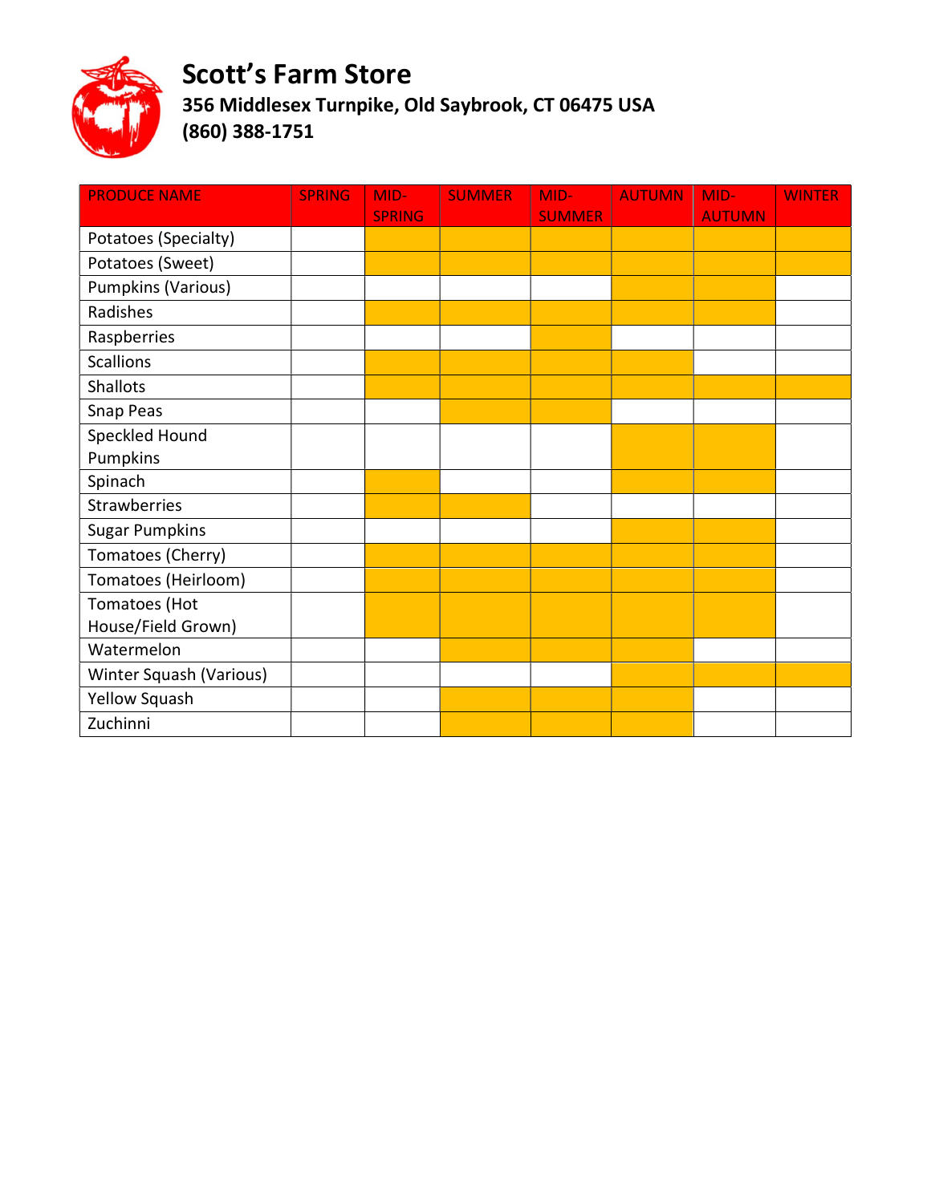# Scott's Farm Store

## 356 Middlesex Turnpike, Old Saybrook, CT 06475 USA

## (860) 388-1751

| PRODUCE NAME | SPRING | MID-SPRING | SUMMER | MID-SUMMER | AUTUMN | MID-AUTUMN | WINTER |
|---|---|---|---|---|---|---|---|
| Potatoes (Specialty) | | ■ | ■ | ■ | ■ | ■ | ■ |
| Potatoes (Sweet) | | ■ | ■ | ■ | ■ | ■ | ■ |
| Pumpkins (Various) | | | | | ■ | ■ | |
| Radishes | | ■ | ■ | ■ | ■ | ■ | |
| Raspberries | | | | ■ | | | |
| Scallions | | ■ | ■ | ■ | ■ | | |
| Shallots | | ■ | ■ | ■ | ■ | ■ | ■ |
| Snap Peas | | | ■ | ■ | | | |
| Speckled Hound Pumpkins | | | | | ■ | ■ | |
| Spinach | | ■ | | | ■ | ■ | |
| Strawberries | | ■ | ■ | | | | |
| Sugar Pumpkins | | | | | ■ | ■ | |
| Tomatoes (Cherry) | | ■ | ■ | ■ | ■ | ■ | |
| Tomatoes (Heirloom) | | ■ | ■ | ■ | ■ | ■ | |
| Tomatoes (Hot House/Field Grown) | | ■ | ■ | ■ | ■ | ■ | |
| Watermelon | | | ■ | ■ | ■ | | |
| Winter Squash (Various) | | | | | ■ | ■ | ■ |
| Yellow Squash | | | ■ | ■ | ■ | | |
| Zuchinni | | | ■ | ■ | ■ | | |